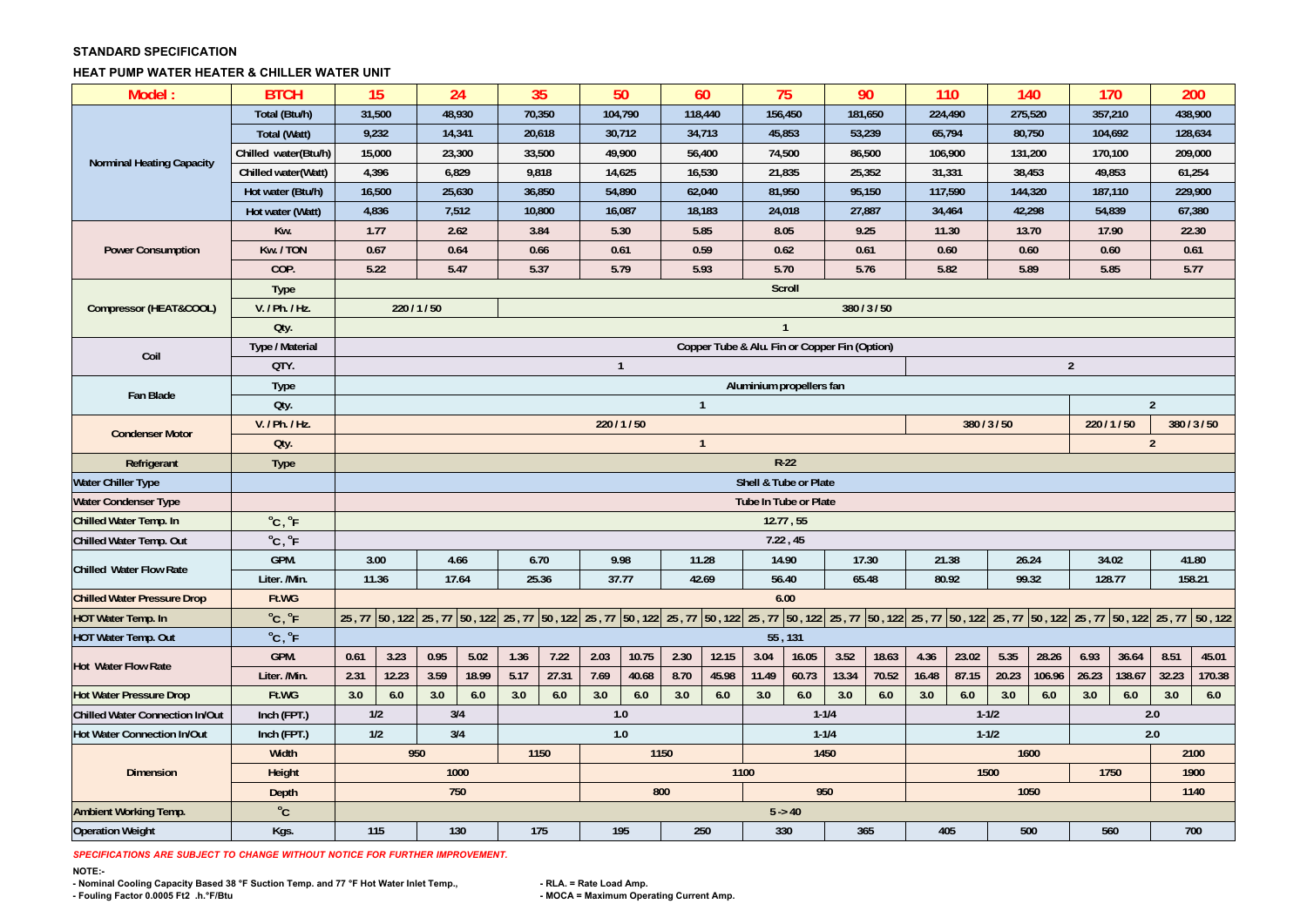**STANDARD SPECIFICATION**

**HEAT PUMP WATER HEATER & CHILLER WATER UNIT**

| Model : | BTCH | 15 | | 24 | | 35 | | 50 | | 60 | | 75 | | 90 | | 110 | | 140 | | 170 | | 200 | |
|---|---|---|---|---|---|---|---|---|---|---|---|---|---|---|---|---|---|---|---|---|---|---|---|
| Norminal Heating Capacity | Total (Btu/h) | 31,500 | | 48,930 | | 70,350 | | 104,790 | | 118,440 | | 156,450 | | 181,650 | | 224,490 | | 275,520 | | 357,210 | | 438,900 | |
| | Total (Watt) | 9,232 | | 14,341 | | 20,618 | | 30,712 | | 34,713 | | 45,853 | | 53,239 | | 65,794 | | 80,750 | | 104,692 | | 128,634 | |
| | Chilled water(Btu/h) | 15,000 | | 23,300 | | 33,500 | | 49,900 | | 56,400 | | 74,500 | | 86,500 | | 106,900 | | 131,200 | | 170,100 | | 209,000 | |
| | Chilled water(Watt) | 4,396 | | 6,829 | | 9,818 | | 14,625 | | 16,530 | | 21,835 | | 25,352 | | 31,331 | | 38,453 | | 49,853 | | 61,254 | |
| | Hot water (Btu/h) | 16,500 | | 25,630 | | 36,850 | | 54,890 | | 62,040 | | 81,950 | | 95,150 | | 117,590 | | 144,320 | | 187,110 | | 229,900 | |
| | Hot water (Watt) | 4,836 | | 7,512 | | 10,800 | | 16,087 | | 18,183 | | 24,018 | | 27,887 | | 34,464 | | 42,298 | | 54,839 | | 67,380 | |
| Power Consumption | Kw. | 1.77 | | 2.62 | | 3.84 | | 5.30 | | 5.85 | | 8.05 | | 9.25 | | 11.30 | | 13.70 | | 17.90 | | 22.30 | |
| | Kw. / TON | 0.67 | | 0.64 | | 0.66 | | 0.61 | | 0.59 | | 0.62 | | 0.61 | | 0.60 | | 0.60 | | 0.60 | | 0.61 | |
| | COP. | 5.22 | | 5.47 | | 5.37 | | 5.79 | | 5.93 | | 5.70 | | 5.76 | | 5.82 | | 5.89 | | 5.85 | | 5.77 | |
| Compressor (HEAT&COOL) | Type | Scroll | | | | | | | | | | | | | | | | | | | | | |
| | V. / Ph. / Hz. | 220 / 1 / 50 | | | | 380 / 3 / 50 | | | | | | | | | | | | | | | | | |
| | Qty. | 1 | | | | | | | | | | | | | | | | | | | | | |
| Coil | Type / Material | Copper Tube & Alu. Fin or Copper Fin (Option) | | | | | | | | | | | | | | | | | | | | | |
| | QTY. | 1 | | | | | | | | | | | | | | 2 | | | | | | | |
| Fan Blade | Type | Aluminium propellers fan | | | | | | | | | | | | | | | | | | | | | |
| | Qty. | 1 | | | | | | | | | | | | | | | | | | 2 | | | |
| Condenser Motor | V. / Ph. / Hz. | 220 / 1 / 50 | | | | | | | | | | | | | | 380 / 3 / 50 | | | | 220 / 1 / 50 | | 380 / 3 / 50 | |
| | Qty. | 1 | | | | | | | | | | | | | | | | | | 2 | | | |
| Refrigerant | Type | R-22 | | | | | | | | | | | | | | | | | | | | | |
| Water Chiller Type | | Shell & Tube or Plate | | | | | | | | | | | | | | | | | | | | | |
| Water Condenser Type | | Tube In Tube or Plate | | | | | | | | | | | | | | | | | | | | | |
| Chilled Water Temp. In | °C, °F | 12.77 , 55 | | | | | | | | | | | | | | | | | | | | | |
| Chilled Water Temp. Out | °C, °F | 7.22 , 45 | | | | | | | | | | | | | | | | | | | | | |
| Chilled Water Flow Rate | GPM. | 3.00 | | 4.66 | | 6.70 | | 9.98 | | 11.28 | | 14.90 | | 17.30 | | 21.38 | | 26.24 | | 34.02 | | 41.80 | |
| | Liter. /Min. | 11.36 | | 17.64 | | 25.36 | | 37.77 | | 42.69 | | 56.40 | | 65.48 | | 80.92 | | 99.32 | | 128.77 | | 158.21 | |
| Chilled Water Pressure Drop | Ft.WG | 6.00 | | | | | | | | | | | | | | | | | | | | | |
| HOT Water Temp. In | °C, °F | 25 , 77 | 50 , 122 | 25 , 77 | 50 , 122 | 25 , 77 | 50 , 122 | 25 , 77 | 50 , 122 | 25 , 77 | 50 , 122 | 25 , 77 | 50 , 122 | 25 , 77 | 50 , 122 | 25 , 77 | 50 , 122 | 25 , 77 | 50 , 122 | 25 , 77 | 50 , 122 | 25 , 77 | 50 , 122 |
| HOT Water Temp. Out | °C, °F | 55 , 131 | | | | | | | | | | | | | | | | | | | | | |
| Hot Water Flow Rate | GPM. | 0.61 | 3.23 | 0.95 | 5.02 | 1.36 | 7.22 | 2.03 | 10.75 | 2.30 | 12.15 | 3.04 | 16.05 | 3.52 | 18.63 | 4.36 | 23.02 | 5.35 | 28.26 | 6.93 | 36.64 | 8.51 | 45.01 |
| | Liter. /Min. | 2.31 | 12.23 | 3.59 | 18.99 | 5.17 | 27.31 | 7.69 | 40.68 | 8.70 | 45.98 | 11.49 | 60.73 | 13.34 | 70.52 | 16.48 | 87.15 | 20.23 | 106.96 | 26.23 | 138.67 | 32.23 | 170.38 |
| Hot Water Pressure Drop | Ft.WG | 3.0 | 6.0 | 3.0 | 6.0 | 3.0 | 6.0 | 3.0 | 6.0 | 3.0 | 6.0 | 3.0 | 6.0 | 3.0 | 6.0 | 3.0 | 6.0 | 3.0 | 6.0 | 3.0 | 6.0 | 3.0 | 6.0 |
| Chilled Water Connection In/Out | Inch (FPT.) | 1/2 | | 3/4 | | 1.0 | | | | | | 1-1/4 | | | | 1-1/2 | | | | 2.0 | | | |
| Hot Water Connection In/Out | Inch (FPT.) | 1/2 | | 3/4 | | 1.0 | | | | | | 1-1/4 | | | | 1-1/2 | | | | 2.0 | | | |
| Dimension | Width | 950 | | | | 1150 | | 1150 | | | | 1450 | | | | 1600 | | | | | | 2100 | |
| | Height | 1000 | | | | | | 1100 | | | | | | | | 1500 | | | | 1750 | | 1900 | |
| | Depth | 750 | | | | | | 800 | | | | 950 | | | | 1050 | | | | | | 1140 | |
| Ambient Working Temp. | °C | 5 -> 40 | | | | | | | | | | | | | | | | | | | | | |
| Operation Weight | Kgs. | 115 | | 130 | | 175 | | 195 | | 250 | | 330 | | 365 | | 405 | | 500 | | 560 | | 700 | |

*SPECIFICATIONS ARE SUBJECT TO CHANGE WITHOUT NOTICE FOR FURTHER IMPROVEMENT.*

**NOTE:-**

- Nominal Cooling Capacity Based 38 °F Suction Temp. and 77 °F Hot Water Inlet Temp.,
- Fouling Factor 0.0005 Ft2 .h.°F/Btu
- RLA. = Rate Load Amp.
- MOCA = Maximum Operating Current Amp.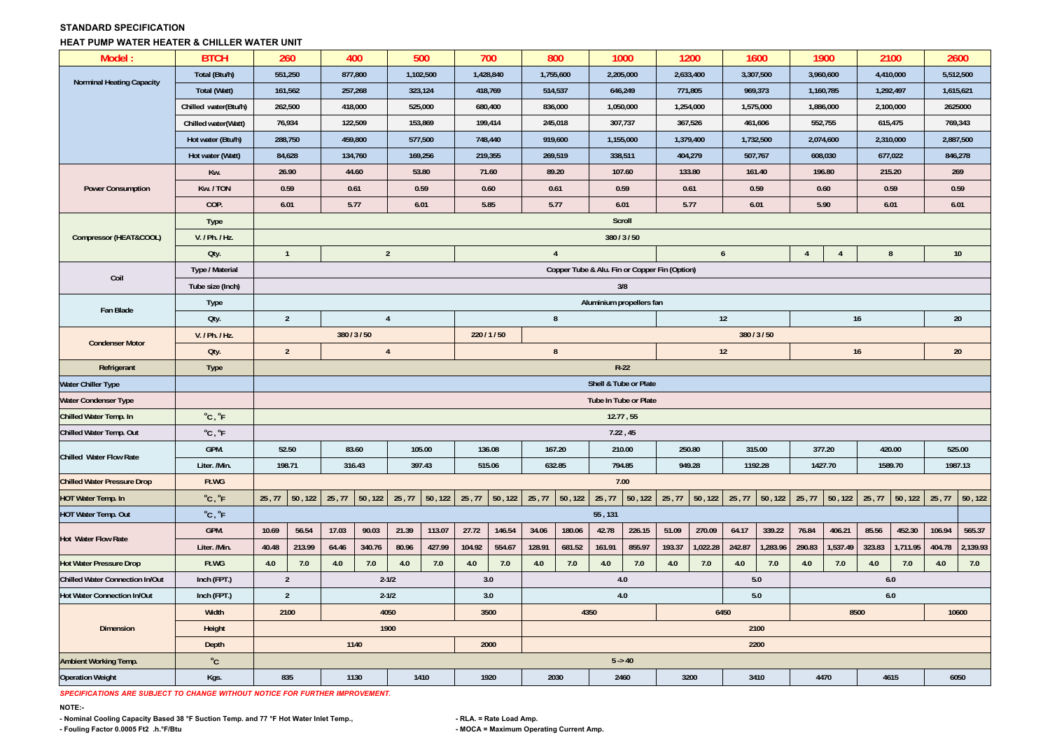**STANDARD SPECIFICATION**

**HEAT PUMP WATER HEATER & CHILLER WATER UNIT**

| Model : | BTCH | 260 | 400 | 500 | 700 | 800 | 1000 | 1200 | 1600 | 1900 | 2100 | 2600 |
|---|---|---|---|---|---|---|---|---|---|---|---|---|
| Norminal Heating Capacity | Total (Btu/h) | 551,250 | 877,800 | 1,102,500 | 1,428,840 | 1,755,600 | 2,205,000 | 2,633,400 | 3,307,500 | 3,960,600 | 4,410,000 | 5,512,500 |
| | Total (Watt) | 161,562 | 257,268 | 323,124 | 418,769 | 514,537 | 646,249 | 771,805 | 969,373 | 1,160,785 | 1,292,497 | 1,615,621 |
| | Chilled water(Btu/h) | 262,500 | 418,000 | 525,000 | 680,400 | 836,000 | 1,050,000 | 1,254,000 | 1,575,000 | 1,886,000 | 2,100,000 | 2625000 |
| | Chilled water(Watt) | 76,934 | 122,509 | 153,869 | 199,414 | 245,018 | 307,737 | 367,526 | 461,606 | 552,755 | 615,475 | 769,343 |
| | Hot water (Btu/h) | 288,750 | 459,800 | 577,500 | 748,440 | 919,600 | 1,155,000 | 1,379,400 | 1,732,500 | 2,074,600 | 2,310,000 | 2,887,500 |
| | Hot water (Watt) | 84,628 | 134,760 | 169,256 | 219,355 | 269,519 | 338,511 | 404,279 | 507,767 | 608,030 | 677,022 | 846,278 |
| Power Consumption | Kw. | 26.90 | 44.60 | 53.80 | 71.60 | 89.20 | 107.60 | 133.80 | 161.40 | 196.80 | 215.20 | 269 |
| | Kw. / TON | 0.59 | 0.61 | 0.59 | 0.60 | 0.61 | 0.59 | 0.61 | 0.59 | 0.60 | 0.59 | 0.59 |
| | COP. | 6.01 | 5.77 | 6.01 | 5.85 | 5.77 | 6.01 | 5.77 | 6.01 | 5.90 | 6.01 | 6.01 |
| Compressor (HEAT&COOL) | Type | Scroll | | | | | | | | | | |
| | V. / Ph. / Hz. | 380 / 3 / 50 | | | | | | | | | | |
| | Qty. | 1 | 2 | | 4 | | | 6 | | 4 / 4 | 8 | 10 |
| Coil | Type / Material | Copper Tube & Alu. Fin or Copper Fin (Option) | | | | | | | | | | |
| | Tube size (Inch) | 3/8 | | | | | | | | | | |
| Fan Blade | Type | Aluminium propellers fan | | | | | | | | | | |
| | Qty. | 2 | 4 | | 8 | | | 12 | | 16 | | 20 |
| Condenser Motor | V. / Ph. / Hz. | 380 / 3 / 50 | | | 220 / 1 / 50 | 380 / 3 / 50 | | | | | | |
| | Qty. | 2 | 4 | | 8 | | | 12 | | 16 | | 20 |
| Refrigerant | Type | R-22 | | | | | | | | | | |
| Water Chiller Type | | Shell & Tube or Plate | | | | | | | | | | |
| Water Condenser Type | | Tube In Tube or Plate | | | | | | | | | | |
| Chilled Water Temp. In | °C , °F | 12.77 , 55 | | | | | | | | | | |
| Chilled Water Temp. Out | °C , °F | 7.22 , 45 | | | | | | | | | | |
| Chilled Water Flow Rate | GPM. | 52.50 | 83.60 | 105.00 | 136.08 | 167.20 | 210.00 | 250.80 | 315.00 | 377.20 | 420.00 | 525.00 |
| | Liter. /Min. | 198.71 | 316.43 | 397.43 | 515.06 | 632.85 | 794.85 | 949.28 | 1192.28 | 1427.70 | 1589.70 | 1987.13 |
| Chilled Water Pressure Drop | Ft.WG | 7.00 | | | | | | | | | | |
| HOT Water Temp. In | °C , °F | 25 , 77 / 50 , 122 | 25 , 77 / 50 , 122 | 25 , 77 / 50 , 122 | 25 , 77 / 50 , 122 | 25 , 77 / 50 , 122 | 25 , 77 / 50 , 122 | 25 , 77 / 50 , 122 | 25 , 77 / 50 , 122 | 25 , 77 / 50 , 122 | 25 , 77 / 50 , 122 | 25 , 77 / 50 , 122 |
| HOT Water Temp. Out | °C , °F | 55 , 131 | | | | | | | | | | |
| Hot Water Flow Rate | GPM. | 10.69 / 56.54 | 17.03 / 90.03 | 21.39 / 113.07 | 27.72 / 146.54 | 34.06 / 180.06 | 42.78 / 226.15 | 51.09 / 270.09 | 64.17 / 339.22 | 76.84 / 406.21 | 85.56 / 452.30 | 106.94 / 565.37 |
| | Liter. /Min. | 40.48 / 213.99 | 64.46 / 340.76 | 80.96 / 427.99 | 104.92 / 554.67 | 128.91 / 681.52 | 161.91 / 855.97 | 193.37 / 1,022.28 | 242.87 / 1,283.96 | 290.83 / 1,537.49 | 323.83 / 1,711.95 | 404.78 / 2,139.93 |
| Hot Water Pressure Drop | Ft.WG | 4.0 / 7.0 | 4.0 / 7.0 | 4.0 / 7.0 | 4.0 / 7.0 | 4.0 / 7.0 | 4.0 / 7.0 | 4.0 / 7.0 | 4.0 / 7.0 | 4.0 / 7.0 | 4.0 / 7.0 | 4.0 / 7.0 |
| Chilled Water Connection In/Out | Inch (FPT.) | 2 | 2-1/2 | | 3.0 | 4.0 | | | 5.0 | 6.0 | | |
| Hot Water Connection In/Out | Inch (FPT.) | 2 | 2-1/2 | | 3.0 | 4.0 | | | 5.0 | 6.0 | | |
| Dimension | Width | 2100 | 4050 | | 3500 | 4350 | | 6450 | | 8500 | | 10600 |
| | Height | 1900 | | | | 2100 | | | | | | |
| | Depth | 1140 | | | 2000 | 2200 | | | | | | |
| Ambient Working Temp. | °C | 5 -> 40 | | | | | | | | | | |
| Operation Weight | Kgs. | 835 | 1130 | 1410 | 1920 | 2030 | 2460 | 3200 | 3410 | 4470 | 4615 | 6050 |

***SPECIFICATIONS ARE SUBJECT TO CHANGE WITHOUT NOTICE FOR FURTHER IMPROVEMENT.***

**NOTE:-**

- Nominal Cooling Capacity Based 38 °F Suction Temp. and 77 °F Hot Water Inlet Temp.,
- Fouling Factor 0.0005 Ft2 .h.°F/Btu
- RLA. = Rate Load Amp.
- MOCA = Maximum Operating Current Amp.